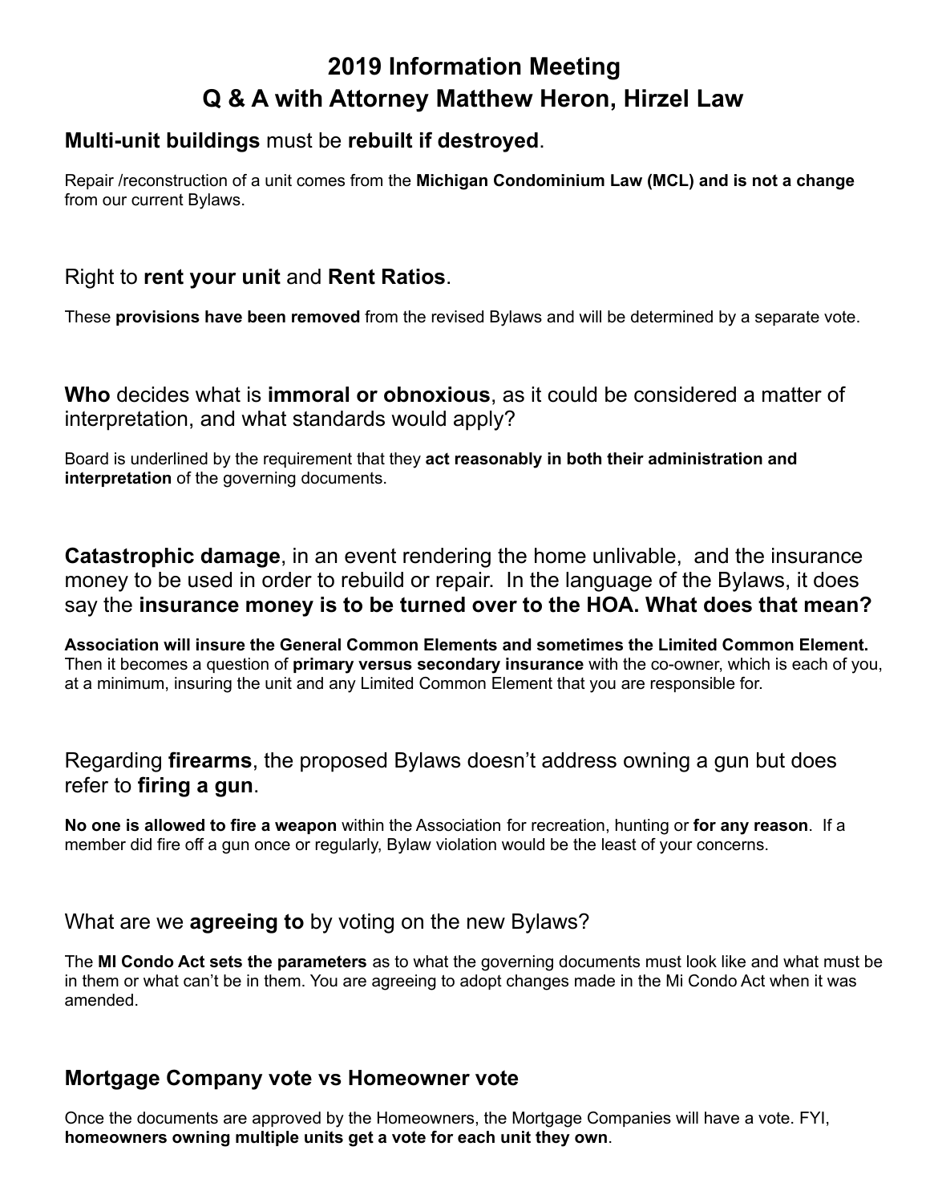# 2019 Information Meeting
# Q & A with Attorney Matthew Heron, Hirzel Law

### **Multi-unit buildings** must be **rebuilt if destroyed**.

Repair /reconstruction of a unit comes from the **Michigan Condominium Law (MCL) and is not a change** from our current Bylaws.

### Right to **rent your unit** and **Rent Ratios**.

These **provisions have been removed** from the revised Bylaws and will be determined by a separate vote.

### **Who** decides what is **immoral or obnoxious**, as it could be considered a matter of interpretation, and what standards would apply?

Board is underlined by the requirement that they **act reasonably in both their administration and interpretation** of the governing documents.

### **Catastrophic damage**, in an event rendering the home unlivable, and the insurance money to be used in order to rebuild or repair. In the language of the Bylaws, it does say the **insurance money is to be turned over to the HOA. What does that mean?**

**Association will insure the General Common Elements and sometimes the Limited Common Element.** Then it becomes a question of **primary versus secondary insurance** with the co-owner, which is each of you, at a minimum, insuring the unit and any Limited Common Element that you are responsible for.

### Regarding **firearms**, the proposed Bylaws doesn't address owning a gun but does refer to **firing a gun**.

**No one is allowed to fire a weapon** within the Association for recreation, hunting or **for any reason**. If a member did fire off a gun once or regularly, Bylaw violation would be the least of your concerns.

### What are we **agreeing to** by voting on the new Bylaws?

The **MI Condo Act sets the parameters** as to what the governing documents must look like and what must be in them or what can't be in them. You are agreeing to adopt changes made in the Mi Condo Act when it was amended.

### **Mortgage Company vote vs Homeowner vote**

Once the documents are approved by the Homeowners, the Mortgage Companies will have a vote. FYI, **homeowners owning multiple units get a vote for each unit they own**.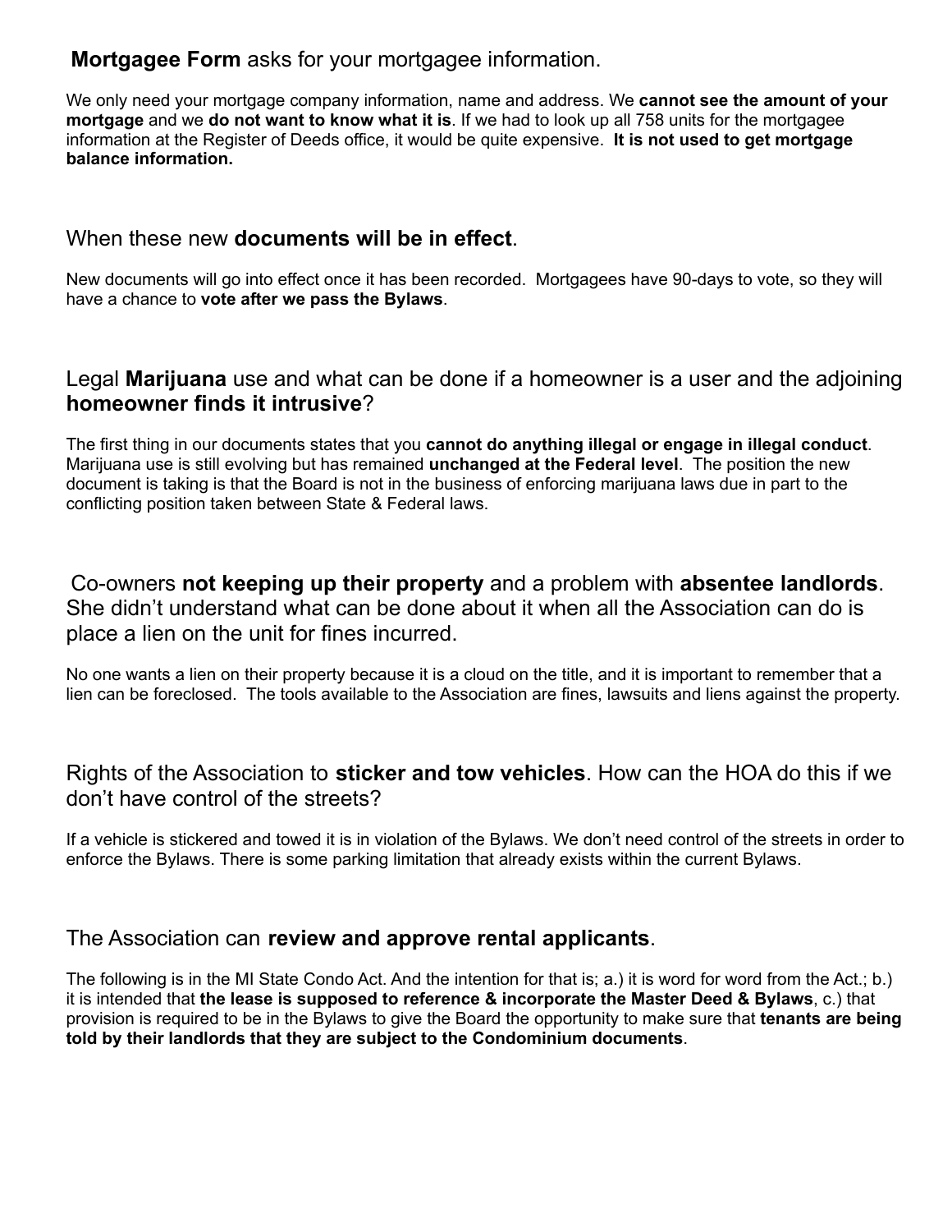## **Mortgagee Form** asks for your mortgagee information.

We only need your mortgage company information, name and address. We **cannot see the amount of your mortgage** and we **do not want to know what it is**. If we had to look up all 758 units for the mortgagee information at the Register of Deeds office, it would be quite expensive. **It is not used to get mortgage balance information.**

## When these new **documents will be in effect**.

New documents will go into effect once it has been recorded. Mortgagees have 90-days to vote, so they will have a chance to **vote after we pass the Bylaws**.

## Legal **Marijuana** use and what can be done if a homeowner is a user and the adjoining **homeowner finds it intrusive**?

The first thing in our documents states that you **cannot do anything illegal or engage in illegal conduct**. Marijuana use is still evolving but has remained **unchanged at the Federal level**. The position the new document is taking is that the Board is not in the business of enforcing marijuana laws due in part to the conflicting position taken between State & Federal laws.

## Co-owners **not keeping up their property** and a problem with **absentee landlords**. She didn't understand what can be done about it when all the Association can do is place a lien on the unit for fines incurred.

No one wants a lien on their property because it is a cloud on the title, and it is important to remember that a lien can be foreclosed. The tools available to the Association are fines, lawsuits and liens against the property.

## Rights of the Association to **sticker and tow vehicles**. How can the HOA do this if we don't have control of the streets?

If a vehicle is stickered and towed it is in violation of the Bylaws. We don't need control of the streets in order to enforce the Bylaws. There is some parking limitation that already exists within the current Bylaws.

## The Association can **review and approve rental applicants**.

The following is in the MI State Condo Act. And the intention for that is; a.) it is word for word from the Act.; b.) it is intended that **the lease is supposed to reference & incorporate the Master Deed & Bylaws**, c.) that provision is required to be in the Bylaws to give the Board the opportunity to make sure that **tenants are being told by their landlords that they are subject to the Condominium documents**.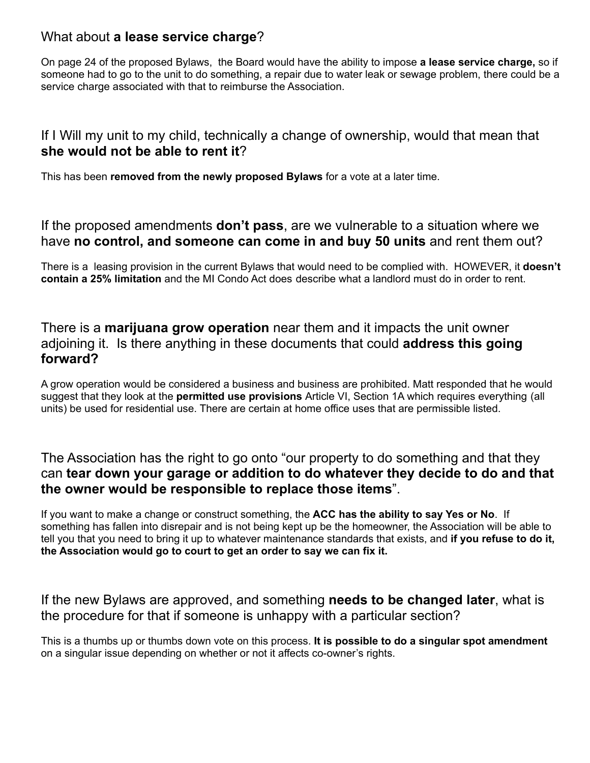## What about **a lease service charge**?

On page 24 of the proposed Bylaws, the Board would have the ability to impose **a lease service charge,** so if someone had to go to the unit to do something, a repair due to water leak or sewage problem, there could be a service charge associated with that to reimburse the Association.

## If I Will my unit to my child, technically a change of ownership, would that mean that **she would not be able to rent it**?

This has been **removed from the newly proposed Bylaws** for a vote at a later time.

## If the proposed amendments **don't pass**, are we vulnerable to a situation where we have **no control, and someone can come in and buy 50 units** and rent them out?

There is a leasing provision in the current Bylaws that would need to be complied with. HOWEVER, it **doesn't contain a 25% limitation** and the MI Condo Act does describe what a landlord must do in order to rent.

## There is a **marijuana grow operation** near them and it impacts the unit owner adjoining it. Is there anything in these documents that could **address this going forward?**

A grow operation would be considered a business and business are prohibited. Matt responded that he would suggest that they look at the **permitted use provisions** Article VI, Section 1A which requires everything (all units) be used for residential use. There are certain at home office uses that are permissible listed.

## The Association has the right to go onto "our property to do something and that they can **tear down your garage or addition to do whatever they decide to do and that the owner would be responsible to replace those items**".

If you want to make a change or construct something, the **ACC has the ability to say Yes or No**. If something has fallen into disrepair and is not being kept up be the homeowner, the Association will be able to tell you that you need to bring it up to whatever maintenance standards that exists, and **if you refuse to do it, the Association would go to court to get an order to say we can fix it.**

## If the new Bylaws are approved, and something **needs to be changed later**, what is the procedure for that if someone is unhappy with a particular section?

This is a thumbs up or thumbs down vote on this process. **It is possible to do a singular spot amendment** on a singular issue depending on whether or not it affects co-owner's rights.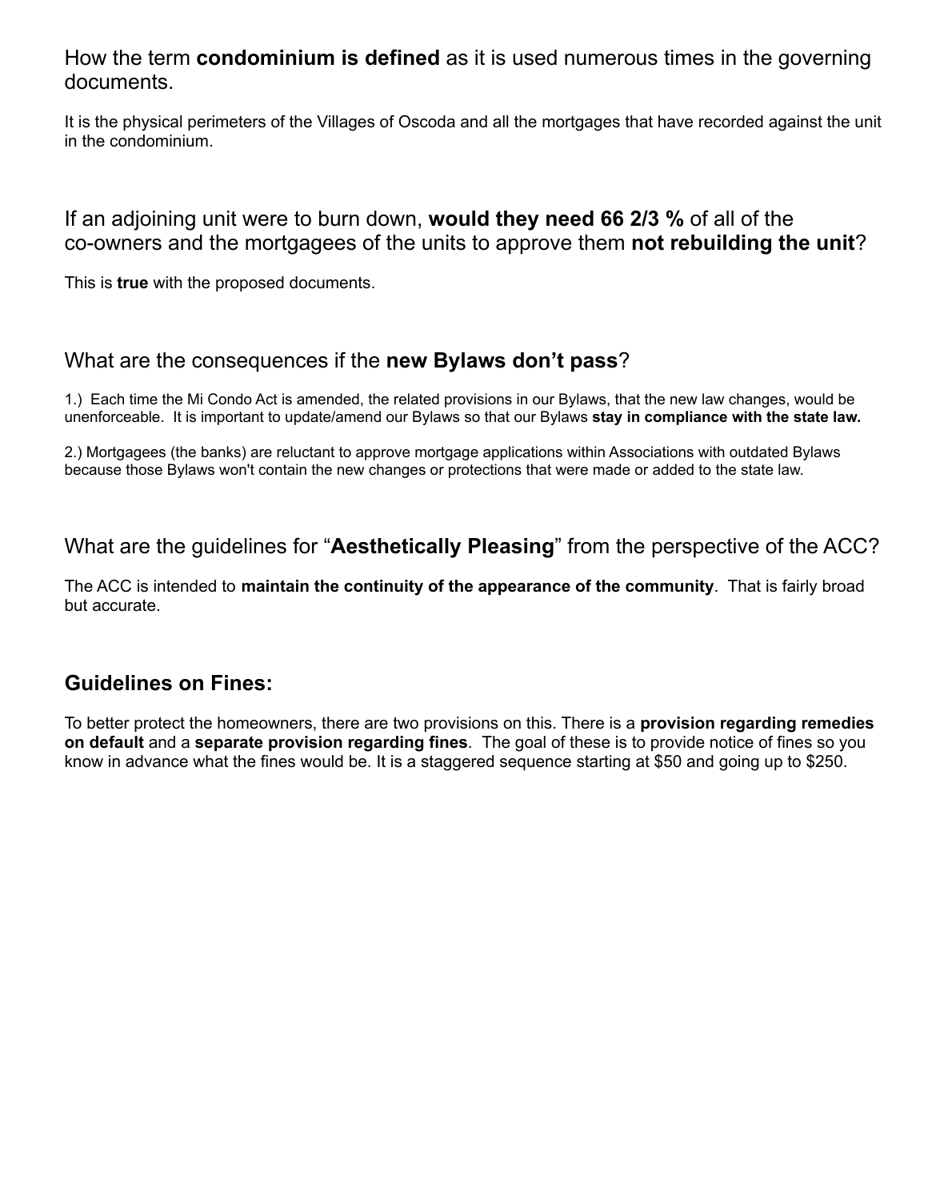## How the term **condominium is defined** as it is used numerous times in the governing documents.

It is the physical perimeters of the Villages of Oscoda and all the mortgages that have recorded against the unit in the condominium.

## If an adjoining unit were to burn down, **would they need 66 2/3 %** of all of the co-owners and the mortgagees of the units to approve them **not rebuilding the unit**?

This is **true** with the proposed documents.

## What are the consequences if the **new Bylaws don't pass**?

1.) Each time the Mi Condo Act is amended, the related provisions in our Bylaws, that the new law changes, would be unenforceable. It is important to update/amend our Bylaws so that our Bylaws **stay in compliance with the state law.**

2.) Mortgagees (the banks) are reluctant to approve mortgage applications within Associations with outdated Bylaws because those Bylaws won't contain the new changes or protections that were made or added to the state law.

## What are the guidelines for "**Aesthetically Pleasing**" from the perspective of the ACC?

The ACC is intended to **maintain the continuity of the appearance of the community**. That is fairly broad but accurate.

## Guidelines on Fines:

To better protect the homeowners, there are two provisions on this. There is a **provision regarding remedies on default** and a **separate provision regarding fines**. The goal of these is to provide notice of fines so you know in advance what the fines would be. It is a staggered sequence starting at $50 and going up to $250.